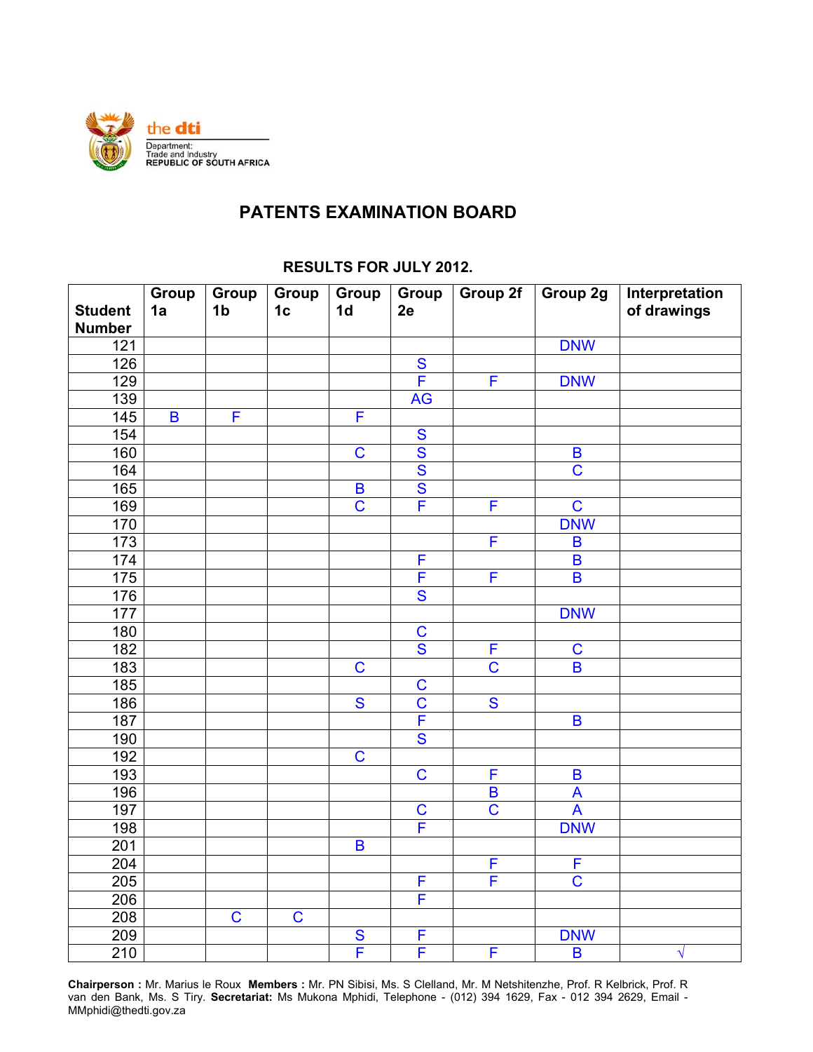the dti

Department:
Trade and Industry
REPUBLIC OF SOUTH AFRICA

# PATENTS EXAMINATION BOARD

## RESULTS FOR JULY 2012.

| Student Number | Group 1a | Group 1b | Group 1c | Group 1d | Group 2e | Group 2f | Group 2g | Interpretation of drawings |
|---|---|---|---|---|---|---|---|---|
| 121 | | | | | | | DNW | |
| 126 | | | | | S | | | |
| 129 | | | | | F | F | DNW | |
| 139 | | | | | AG | | | |
| 145 | B | F | | F | | | | |
| 154 | | | | | S | | | |
| 160 | | | | C | S | | B | |
| 164 | | | | | S | | C | |
| 165 | | | | B | S | | | |
| 169 | | | | C | F | F | C | |
| 170 | | | | | | | DNW | |
| 173 | | | | | | F | B | |
| 174 | | | | | F | | B | |
| 175 | | | | | F | F | B | |
| 176 | | | | | S | | | |
| 177 | | | | | | | DNW | |
| 180 | | | | | C | | | |
| 182 | | | | | S | F | C | |
| 183 | | | | C | | C | B | |
| 185 | | | | | C | | | |
| 186 | | | | S | C | S | | |
| 187 | | | | | F | | B | |
| 190 | | | | | S | | | |
| 192 | | | | C | | | | |
| 193 | | | | | C | F | B | |
| 196 | | | | | | B | A | |
| 197 | | | | | C | C | A | |
| 198 | | | | | F | | DNW | |
| 201 | | | | B | | | | |
| 204 | | | | | | F | F | |
| 205 | | | | | F | F | C | |
| 206 | | | | | F | | | |
| 208 | | C | C | | | | | |
| 209 | | | | S | F | | DNW | |
| 210 | | | | F | F | F | B | √ |

**Chairperson :** Mr. Marius le Roux **Members :** Mr. PN Sibisi, Ms. S Clelland, Mr. M Netshitenzhe, Prof. R Kelbrick, Prof. R van den Bank, Ms. S Tiry. **Secretariat:** Ms Mukona Mphidi, Telephone - (012) 394 1629, Fax - 012 394 2629, Email - MMphidi@thedti.gov.za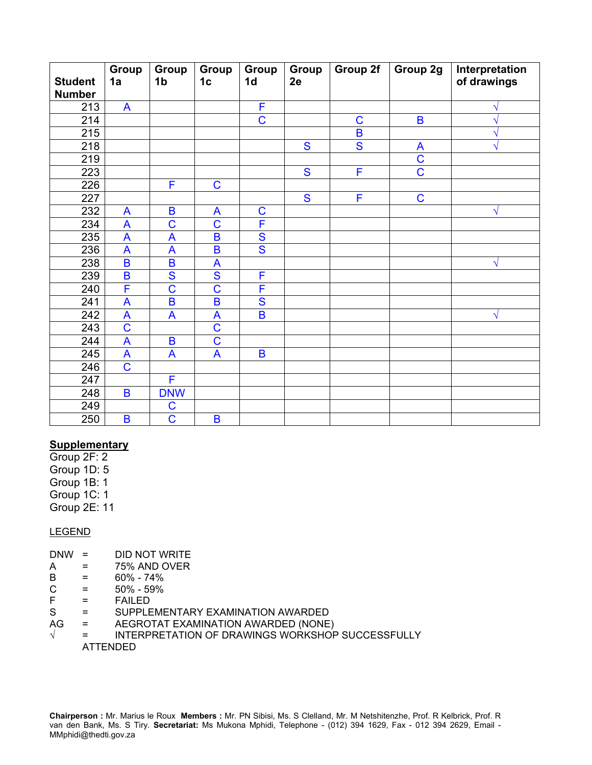| Student Number | Group 1a | Group 1b | Group 1c | Group 1d | Group 2e | Group 2f | Group 2g | Interpretation of drawings |
|---|---|---|---|---|---|---|---|---|
| 213 | A | | | F | | | | √ |
| 214 | | | | C | | C | B | √ |
| 215 | | | | | | B | | √ |
| 218 | | | | | S | S | A | √ |
| 219 | | | | | | | C | |
| 223 | | | | | S | F | C | |
| 226 | | F | C | | | | | |
| 227 | | | | | S | F | C | |
| 232 | A | B | A | C | | | | √ |
| 234 | A | C | C | F | | | | |
| 235 | A | A | B | S | | | | |
| 236 | A | A | B | S | | | | |
| 238 | B | B | A | | | | | √ |
| 239 | B | S | S | F | | | | |
| 240 | F | C | C | F | | | | |
| 241 | A | B | B | S | | | | |
| 242 | A | A | A | B | | | | √ |
| 243 | C | | C | | | | | |
| 244 | A | B | C | | | | | |
| 245 | A | A | A | B | | | | |
| 246 | C | | | | | | | |
| 247 | | F | | | | | | |
| 248 | B | DNW | | | | | | |
| 249 | | C | | | | | | |
| 250 | B | C | B | | | | | |

**Supplementary**

Group 2F: 2
Group 1D: 5
Group 1B: 1
Group 1C: 1
Group 2E: 11

LEGEND

DNW = DID NOT WRITE
A = 75% AND OVER
B = 60% - 74%
C = 50% - 59%
F = FAILED
S = SUPPLEMENTARY EXAMINATION AWARDED
AG = AEGROTAT EXAMINATION AWARDED (NONE)
√ = INTERPRETATION OF DRAWINGS WORKSHOP SUCCESSFULLY ATTENDED

**Chairperson :** Mr. Marius le Roux **Members :** Mr. PN Sibisi, Ms. S Clelland, Mr. M Netshitenzhe, Prof. R Kelbrick, Prof. R van den Bank, Ms. S Tiry. **Secretariat:** Ms Mukona Mphidi, Telephone - (012) 394 1629, Fax - 012 394 2629, Email - MMphidi@thedti.gov.za